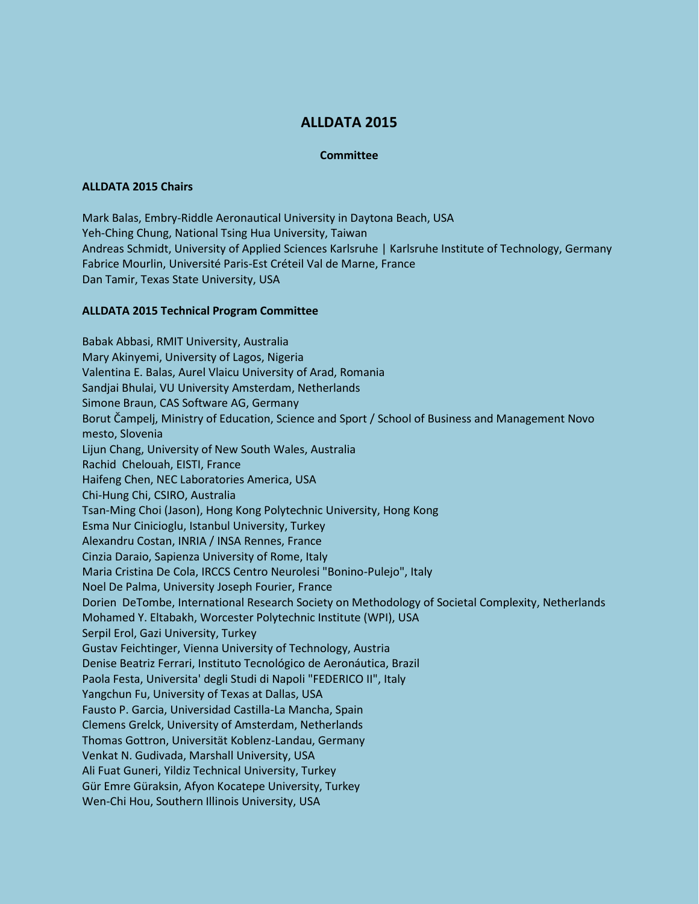# ALLDATA 2015

## Committee

### ALLDATA 2015 Chairs

Mark Balas, Embry-Riddle Aeronautical University in Daytona Beach, USA
Yeh-Ching Chung, National Tsing Hua University, Taiwan
Andreas Schmidt, University of Applied Sciences Karlsruhe | Karlsruhe Institute of Technology, Germany
Fabrice Mourlin, Université Paris-Est Créteil Val de Marne, France
Dan Tamir, Texas State University, USA

### ALLDATA 2015 Technical Program Committee

Babak Abbasi, RMIT University, Australia
Mary Akinyemi, University of Lagos, Nigeria
Valentina E. Balas, Aurel Vlaicu University of Arad, Romania
Sandjai Bhulai, VU University Amsterdam, Netherlands
Simone Braun, CAS Software AG, Germany
Borut Čampelj, Ministry of Education, Science and Sport / School of Business and Management Novo mesto, Slovenia
Lijun Chang, University of New South Wales, Australia
Rachid Chelouah, EISTI, France
Haifeng Chen, NEC Laboratories America, USA
Chi-Hung Chi, CSIRO, Australia
Tsan-Ming Choi (Jason), Hong Kong Polytechnic University, Hong Kong
Esma Nur Cinicioglu, Istanbul University, Turkey
Alexandru Costan, INRIA / INSA Rennes, France
Cinzia Daraio, Sapienza University of Rome, Italy
Maria Cristina De Cola, IRCCS Centro Neurolesi "Bonino-Pulejo", Italy
Noel De Palma, University Joseph Fourier, France
Dorien DeTombe, International Research Society on Methodology of Societal Complexity, Netherlands
Mohamed Y. Eltabakh, Worcester Polytechnic Institute (WPI), USA
Serpil Erol, Gazi University, Turkey
Gustav Feichtinger, Vienna University of Technology, Austria
Denise Beatriz Ferrari, Instituto Tecnológico de Aeronáutica, Brazil
Paola Festa, Universita' degli Studi di Napoli "FEDERICO II", Italy
Yangchun Fu, University of Texas at Dallas, USA
Fausto P. Garcia, Universidad Castilla-La Mancha, Spain
Clemens Grelck, University of Amsterdam, Netherlands
Thomas Gottron, Universität Koblenz-Landau, Germany
Venkat N. Gudivada, Marshall University, USA
Ali Fuat Guneri, Yildiz Technical University, Turkey
Gür Emre Güraksin, Afyon Kocatepe University, Turkey
Wen-Chi Hou, Southern Illinois University, USA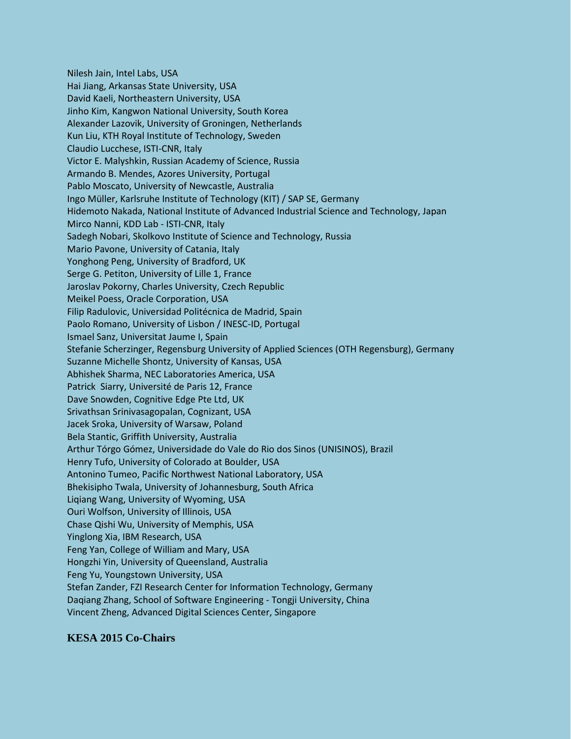Nilesh Jain, Intel Labs, USA
Hai Jiang, Arkansas State University, USA
David Kaeli, Northeastern University, USA
Jinho Kim, Kangwon National University, South Korea
Alexander Lazovik, University of Groningen, Netherlands
Kun Liu, KTH Royal Institute of Technology, Sweden
Claudio Lucchese, ISTI-CNR, Italy
Victor E. Malyshkin, Russian Academy of Science, Russia
Armando B. Mendes, Azores University, Portugal
Pablo Moscato, University of Newcastle, Australia
Ingo Müller, Karlsruhe Institute of Technology (KIT) / SAP SE, Germany
Hidemoto Nakada, National Institute of Advanced Industrial Science and Technology, Japan
Mirco Nanni, KDD Lab - ISTI-CNR, Italy
Sadegh Nobari, Skolkovo Institute of Science and Technology, Russia
Mario Pavone, University of Catania, Italy
Yonghong Peng, University of Bradford, UK
Serge G. Petiton, University of Lille 1, France
Jaroslav Pokorny, Charles University, Czech Republic
Meikel Poess, Oracle Corporation, USA
Filip Radulovic, Universidad Politécnica de Madrid, Spain
Paolo Romano, University of Lisbon / INESC-ID, Portugal
Ismael Sanz, Universitat Jaume I, Spain
Stefanie Scherzinger, Regensburg University of Applied Sciences (OTH Regensburg), Germany
Suzanne Michelle Shontz, University of Kansas, USA
Abhishek Sharma, NEC Laboratories America, USA
Patrick Siarry, Université de Paris 12, France
Dave Snowden, Cognitive Edge Pte Ltd, UK
Srivathsan Srinivasagopalan, Cognizant, USA
Jacek Sroka, University of Warsaw, Poland
Bela Stantic, Griffith University, Australia
Arthur Tórgo Gómez, Universidade do Vale do Rio dos Sinos (UNISINOS), Brazil
Henry Tufo, University of Colorado at Boulder, USA
Antonino Tumeo, Pacific Northwest National Laboratory, USA
Bhekisipho Twala, University of Johannesburg, South Africa
Liqiang Wang, University of Wyoming, USA
Ouri Wolfson, University of Illinois, USA
Chase Qishi Wu, University of Memphis, USA
Yinglong Xia, IBM Research, USA
Feng Yan, College of William and Mary, USA
Hongzhi Yin, University of Queensland, Australia
Feng Yu, Youngstown University, USA
Stefan Zander, FZI Research Center for Information Technology, Germany
Daqiang Zhang, School of Software Engineering - Tongji University, China
Vincent Zheng, Advanced Digital Sciences Center, Singapore

**KESA 2015 Co-Chairs**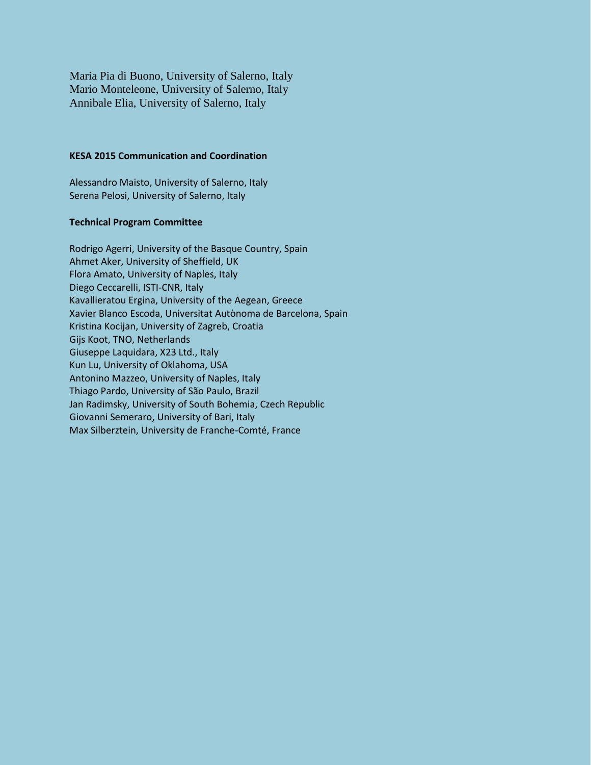Maria Pia di Buono, University of Salerno, Italy
Mario Monteleone, University of Salerno, Italy
Annibale Elia, University of Salerno, Italy

**KESA 2015 Communication and Coordination**

Alessandro Maisto, University of Salerno, Italy
Serena Pelosi, University of Salerno, Italy

**Technical Program Committee**

Rodrigo Agerri, University of the Basque Country, Spain
Ahmet Aker, University of Sheffield, UK
Flora Amato, University of Naples, Italy
Diego Ceccarelli, ISTI-CNR, Italy
Kavallieratou Ergina, University of the Aegean, Greece
Xavier Blanco Escoda, Universitat Autònoma de Barcelona, Spain
Kristina Kocijan, University of Zagreb, Croatia
Gijs Koot, TNO, Netherlands
Giuseppe Laquidara, X23 Ltd., Italy
Kun Lu, University of Oklahoma, USA
Antonino Mazzeo, University of Naples, Italy
Thiago Pardo, University of São Paulo, Brazil
Jan Radimsky, University of South Bohemia, Czech Republic
Giovanni Semeraro, University of Bari, Italy
Max Silberztein, University de Franche-Comté, France